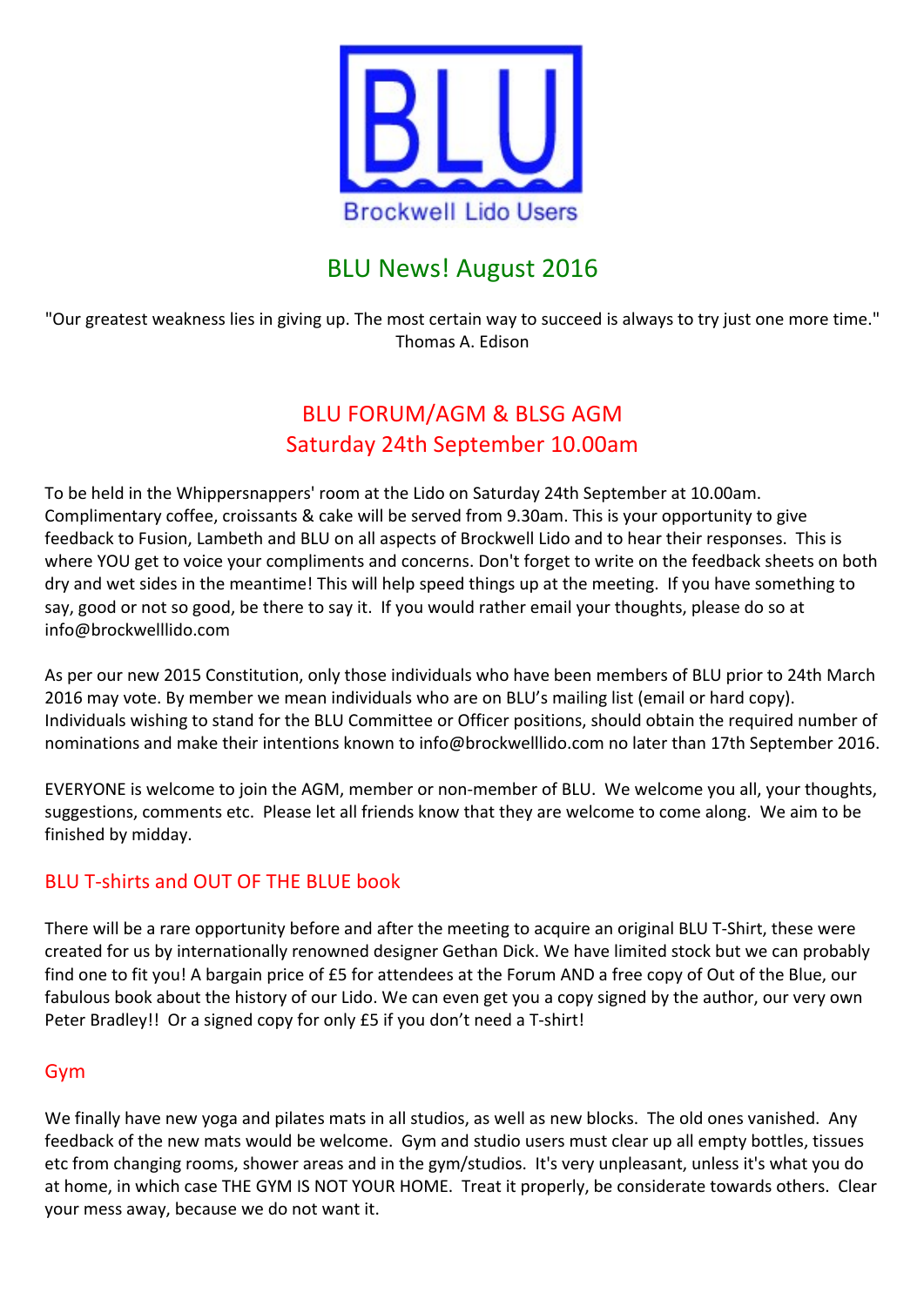BLU

Brockwell Lido Users

# BLU News! August 2016

"Our greatest weakness lies in giving up. The most certain way to succeed is always to try just one more time." Thomas A. Edison

## BLU FORUM/AGM & BLSG AGM
## Saturday 24th September 10.00am

To be held in the Whippersnappers' room at the Lido on Saturday 24th September at 10.00am. Complimentary coffee, croissants & cake will be served from 9.30am. This is your opportunity to give feedback to Fusion, Lambeth and BLU on all aspects of Brockwell Lido and to hear their responses. This is where YOU get to voice your compliments and concerns. Don't forget to write on the feedback sheets on both dry and wet sides in the meantime! This will help speed things up at the meeting. If you have something to say, good or not so good, be there to say it. If you would rather email your thoughts, please do so at info@brockwelllido.com

As per our new 2015 Constitution, only those individuals who have been members of BLU prior to 24th March 2016 may vote. By member we mean individuals who are on BLU's mailing list (email or hard copy). Individuals wishing to stand for the BLU Committee or Officer positions, should obtain the required number of nominations and make their intentions known to info@brockwelllido.com no later than 17th September 2016.

EVERYONE is welcome to join the AGM, member or non-member of BLU. We welcome you all, your thoughts, suggestions, comments etc. Please let all friends know that they are welcome to come along. We aim to be finished by midday.

### BLU T-shirts and OUT OF THE BLUE book

There will be a rare opportunity before and after the meeting to acquire an original BLU T-Shirt, these were created for us by internationally renowned designer Gethan Dick. We have limited stock but we can probably find one to fit you! A bargain price of £5 for attendees at the Forum AND a free copy of Out of the Blue, our fabulous book about the history of our Lido. We can even get you a copy signed by the author, our very own Peter Bradley!! Or a signed copy for only £5 if you don't need a T-shirt!

### Gym

We finally have new yoga and pilates mats in all studios, as well as new blocks. The old ones vanished. Any feedback of the new mats would be welcome. Gym and studio users must clear up all empty bottles, tissues etc from changing rooms, shower areas and in the gym/studios. It's very unpleasant, unless it's what you do at home, in which case THE GYM IS NOT YOUR HOME. Treat it properly, be considerate towards others. Clear your mess away, because we do not want it.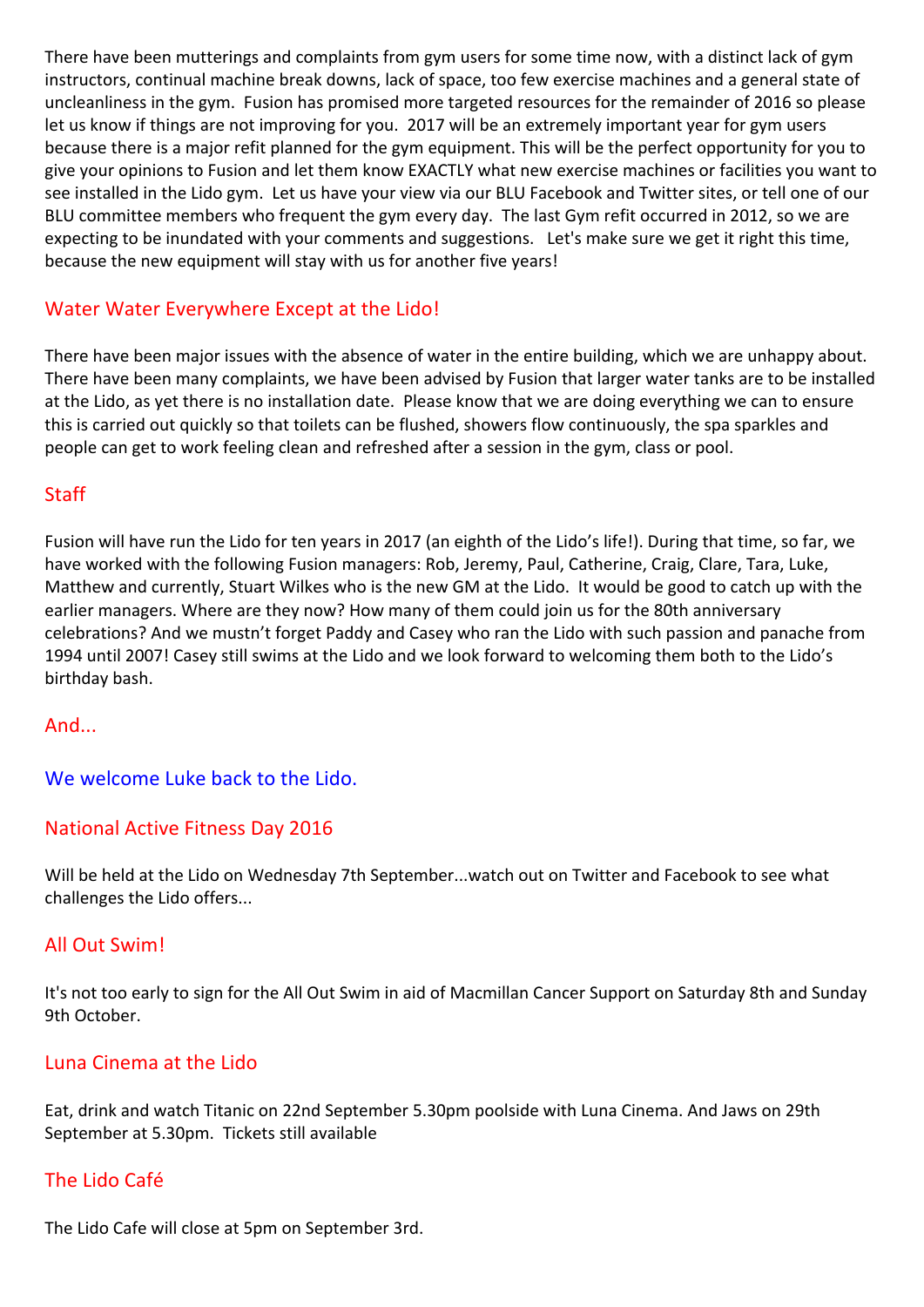There have been mutterings and complaints from gym users for some time now, with a distinct lack of gym instructors, continual machine break downs, lack of space, too few exercise machines and a general state of uncleanliness in the gym. Fusion has promised more targeted resources for the remainder of 2016 so please let us know if things are not improving for you. 2017 will be an extremely important year for gym users because there is a major refit planned for the gym equipment. This will be the perfect opportunity for you to give your opinions to Fusion and let them know EXACTLY what new exercise machines or facilities you want to see installed in the Lido gym. Let us have your view via our BLU Facebook and Twitter sites, or tell one of our BLU committee members who frequent the gym every day. The last Gym refit occurred in 2012, so we are expecting to be inundated with your comments and suggestions. Let's make sure we get it right this time, because the new equipment will stay with us for another five years!

## Water Water Everywhere Except at the Lido!

There have been major issues with the absence of water in the entire building, which we are unhappy about. There have been many complaints, we have been advised by Fusion that larger water tanks are to be installed at the Lido, as yet there is no installation date. Please know that we are doing everything we can to ensure this is carried out quickly so that toilets can be flushed, showers flow continuously, the spa sparkles and people can get to work feeling clean and refreshed after a session in the gym, class or pool.

## Staff

Fusion will have run the Lido for ten years in 2017 (an eighth of the Lido's life!). During that time, so far, we have worked with the following Fusion managers: Rob, Jeremy, Paul, Catherine, Craig, Clare, Tara, Luke, Matthew and currently, Stuart Wilkes who is the new GM at the Lido. It would be good to catch up with the earlier managers. Where are they now? How many of them could join us for the 80th anniversary celebrations? And we mustn't forget Paddy and Casey who ran the Lido with such passion and panache from 1994 until 2007! Casey still swims at the Lido and we look forward to welcoming them both to the Lido's birthday bash.

## And...

## We welcome Luke back to the Lido.

## National Active Fitness Day 2016

Will be held at the Lido on Wednesday 7th September...watch out on Twitter and Facebook to see what challenges the Lido offers...

## All Out Swim!

It's not too early to sign for the All Out Swim in aid of Macmillan Cancer Support on Saturday 8th and Sunday 9th October.

## Luna Cinema at the Lido

Eat, drink and watch Titanic on 22nd September 5.30pm poolside with Luna Cinema. And Jaws on 29th September at 5.30pm. Tickets still available

## The Lido Café

The Lido Cafe will close at 5pm on September 3rd.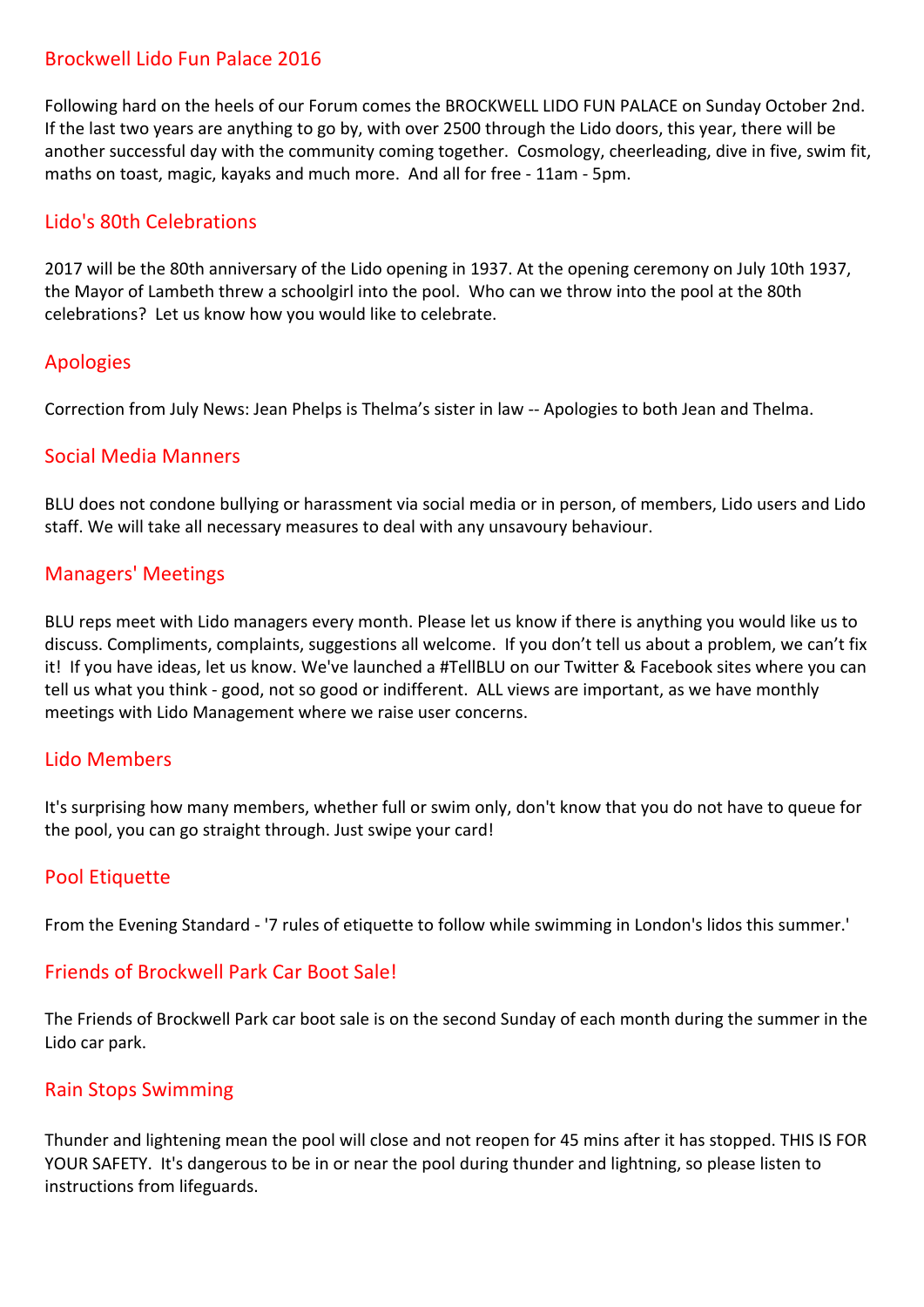## Brockwell Lido Fun Palace 2016

Following hard on the heels of our Forum comes the BROCKWELL LIDO FUN PALACE on Sunday October 2nd. If the last two years are anything to go by, with over 2500 through the Lido doors, this year, there will be another successful day with the community coming together. Cosmology, cheerleading, dive in five, swim fit, maths on toast, magic, kayaks and much more. And all for free - 11am - 5pm.

## Lido's 80th Celebrations

2017 will be the 80th anniversary of the Lido opening in 1937. At the opening ceremony on July 10th 1937, the Mayor of Lambeth threw a schoolgirl into the pool. Who can we throw into the pool at the 80th celebrations? Let us know how you would like to celebrate.

## Apologies

Correction from July News: Jean Phelps is Thelma's sister in law -- Apologies to both Jean and Thelma.

## Social Media Manners

BLU does not condone bullying or harassment via social media or in person, of members, Lido users and Lido staff. We will take all necessary measures to deal with any unsavoury behaviour.

## Managers' Meetings

BLU reps meet with Lido managers every month. Please let us know if there is anything you would like us to discuss. Compliments, complaints, suggestions all welcome. If you don't tell us about a problem, we can't fix it! If you have ideas, let us know. We've launched a #TellBLU on our Twitter & Facebook sites where you can tell us what you think - good, not so good or indifferent. ALL views are important, as we have monthly meetings with Lido Management where we raise user concerns.

## Lido Members

It's surprising how many members, whether full or swim only, don't know that you do not have to queue for the pool, you can go straight through. Just swipe your card!

## Pool Etiquette

From the Evening Standard - '7 rules of etiquette to follow while swimming in London's lidos this summer.'

## Friends of Brockwell Park Car Boot Sale!

The Friends of Brockwell Park car boot sale is on the second Sunday of each month during the summer in the Lido car park.

## Rain Stops Swimming

Thunder and lightening mean the pool will close and not reopen for 45 mins after it has stopped. THIS IS FOR YOUR SAFETY. It's dangerous to be in or near the pool during thunder and lightning, so please listen to instructions from lifeguards.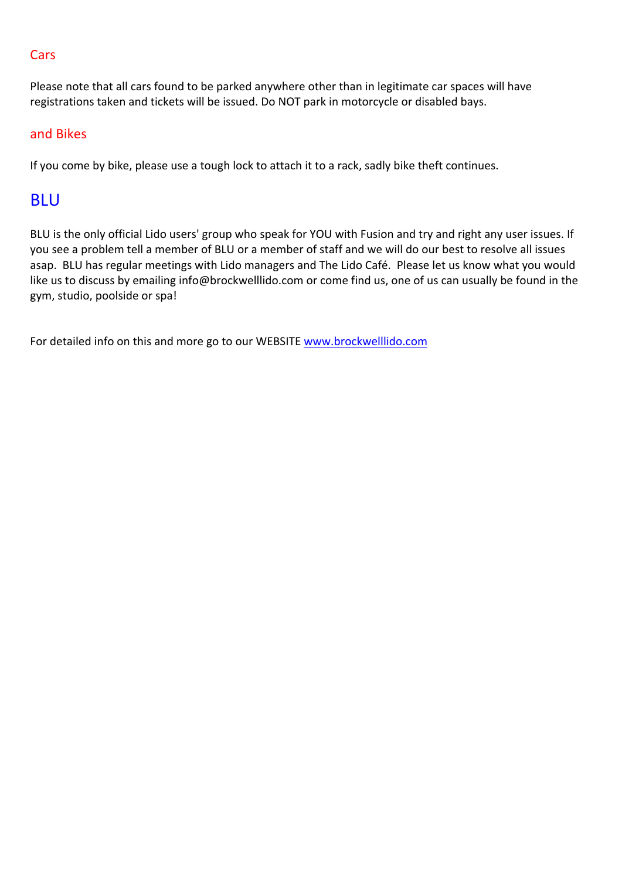### Cars

Please note that all cars found to be parked anywhere other than in legitimate car spaces will have registrations taken and tickets will be issued. Do NOT park in motorcycle or disabled bays.

### and Bikes

If you come by bike, please use a tough lock to attach it to a rack, sadly bike theft continues.

## BLU

BLU is the only official Lido users' group who speak for YOU with Fusion and try and right any user issues. If you see a problem tell a member of BLU or a member of staff and we will do our best to resolve all issues asap. BLU has regular meetings with Lido managers and The Lido Café. Please let us know what you would like us to discuss by emailing info@brockwelllido.com or come find us, one of us can usually be found in the gym, studio, poolside or spa!

For detailed info on this and more go to our WEBSITE [www.brockwelllido.com](http://www.brockwelllido.com)